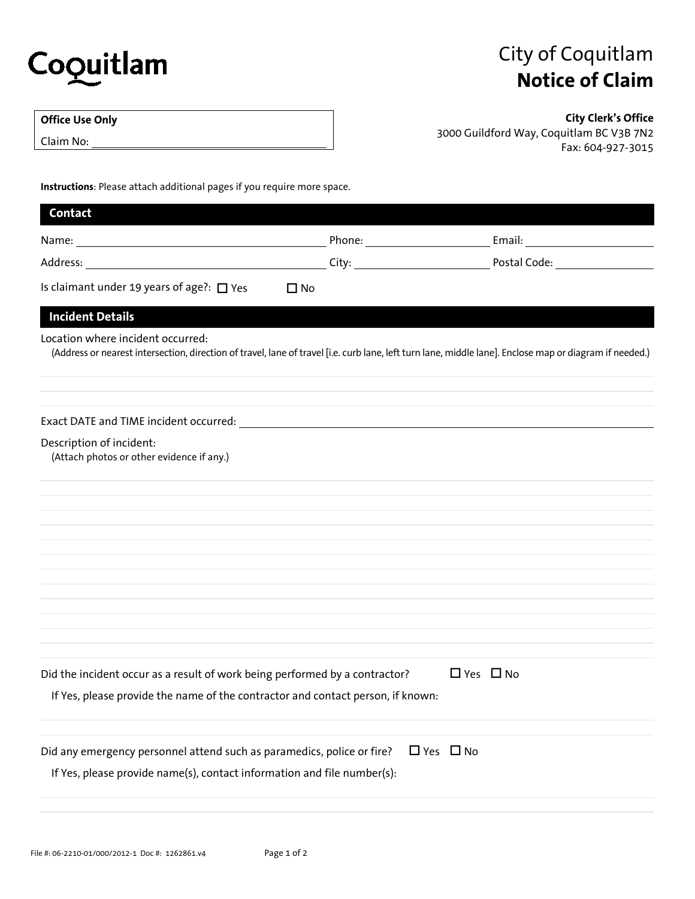Coquitlam

# City of Coquitlam
# **Notice of Claim**

| **Office Use Only** |
| --- |
| Claim No: ______________________ |

**City Clerk's Office**
3000 Guildford Way, Coquitlam BC V3B 7N2
Fax: 604-927-3015

**Instructions**: Please attach additional pages if you require more space.

## Contact

Name: ______________________ Phone: ______________ Email: ______________

Address: ______________________ City: ______________ Postal Code: ______________

Is claimant under 19 years of age?: ☐ Yes ☐ No

## Incident Details

Location where incident occurred:
(Address or nearest intersection, direction of travel, lane of travel [i.e. curb lane, left turn lane, middle lane]. Enclose map or diagram if needed.)

______________________________________________

______________________________________________

Exact DATE and TIME incident occurred: ______________________________

Description of incident:
(Attach photos or other evidence if any.)

______________________________________________

______________________________________________

______________________________________________

______________________________________________

______________________________________________

______________________________________________

______________________________________________

______________________________________________

______________________________________________

______________________________________________

______________________________________________

______________________________________________

Did the incident occur as a result of work being performed by a contractor? ☐ Yes ☐ No

If Yes, please provide the name of the contractor and contact person, if known:

______________________________________________

______________________________________________

Did any emergency personnel attend such as paramedics, police or fire? ☐ Yes ☐ No

If Yes, please provide name(s), contact information and file number(s):

______________________________________________

______________________________________________

File #: 06-2210-01/000/2012-1 Doc #: 1262861.v4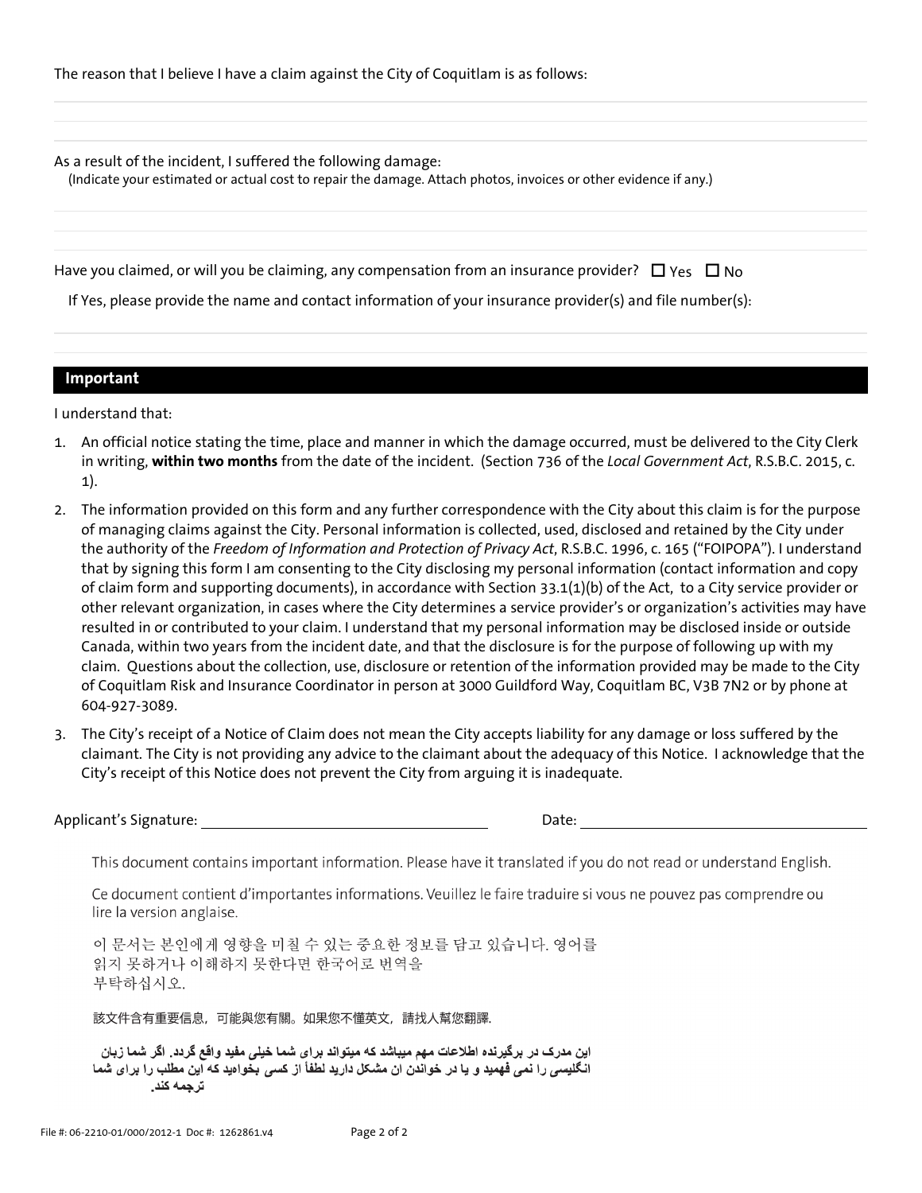The reason that I believe I have a claim against the City of Coquitlam is as follows:

As a result of the incident, I suffered the following damage:
(Indicate your estimated or actual cost to repair the damage. Attach photos, invoices or other evidence if any.)

Have you claimed, or will you be claiming, any compensation from an insurance provider? ☐ Yes ☐ No

If Yes, please provide the name and contact information of your insurance provider(s) and file number(s):

## Important

I understand that:

1. An official notice stating the time, place and manner in which the damage occurred, must be delivered to the City Clerk in writing, **within two months** from the date of the incident. (Section 736 of the *Local Government Act*, R.S.B.C. 2015, c. 1).
2. The information provided on this form and any further correspondence with the City about this claim is for the purpose of managing claims against the City. Personal information is collected, used, disclosed and retained by the City under the authority of the *Freedom of Information and Protection of Privacy Act*, R.S.B.C. 1996, c. 165 ("FOIPOPA"). I understand that by signing this form I am consenting to the City disclosing my personal information (contact information and copy of claim form and supporting documents), in accordance with Section 33.1(1)(b) of the Act, to a City service provider or other relevant organization, in cases where the City determines a service provider's or organization's activities may have resulted in or contributed to your claim. I understand that my personal information may be disclosed inside or outside Canada, within two years from the incident date, and that the disclosure is for the purpose of following up with my claim. Questions about the collection, use, disclosure or retention of the information provided may be made to the City of Coquitlam Risk and Insurance Coordinator in person at 3000 Guildford Way, Coquitlam BC, V3B 7N2 or by phone at 604-927-3089.
3. The City's receipt of a Notice of Claim does not mean the City accepts liability for any damage or loss suffered by the claimant. The City is not providing any advice to the claimant about the adequacy of this Notice. I acknowledge that the City's receipt of this Notice does not prevent the City from arguing it is inadequate.

Applicant's Signature: ______________________ Date: ______________________

This document contains important information. Please have it translated if you do not read or understand English.

Ce document contient d'importantes informations. Veuillez le faire traduire si vous ne pouvez pas comprendre ou lire la version anglaise.

이 문서는 본인에게 영향을 미칠 수 있는 중요한 정보를 담고 있습니다. 영어를 읽지 못하거나 이해하지 못한다면 한국어로 번역을 부탁하십시오.

該文件含有重要信息，可能與您有關。如果您不懂英文，請找人幫您翻譯.

این مدرک در برگیرنده اطلاعات مهم میباشد که میتواند برای شما خیلی مفید واقع گردد. اگر شما زبان انگلیسی را نمی فهمید و یا در خواندن ان مشکل دارید لطفاً از کسی بخواهید که این مطلب را برای شما ترجمه کند.

File #: 06-2210-01/000/2012-1 Doc #: 1262861.v4